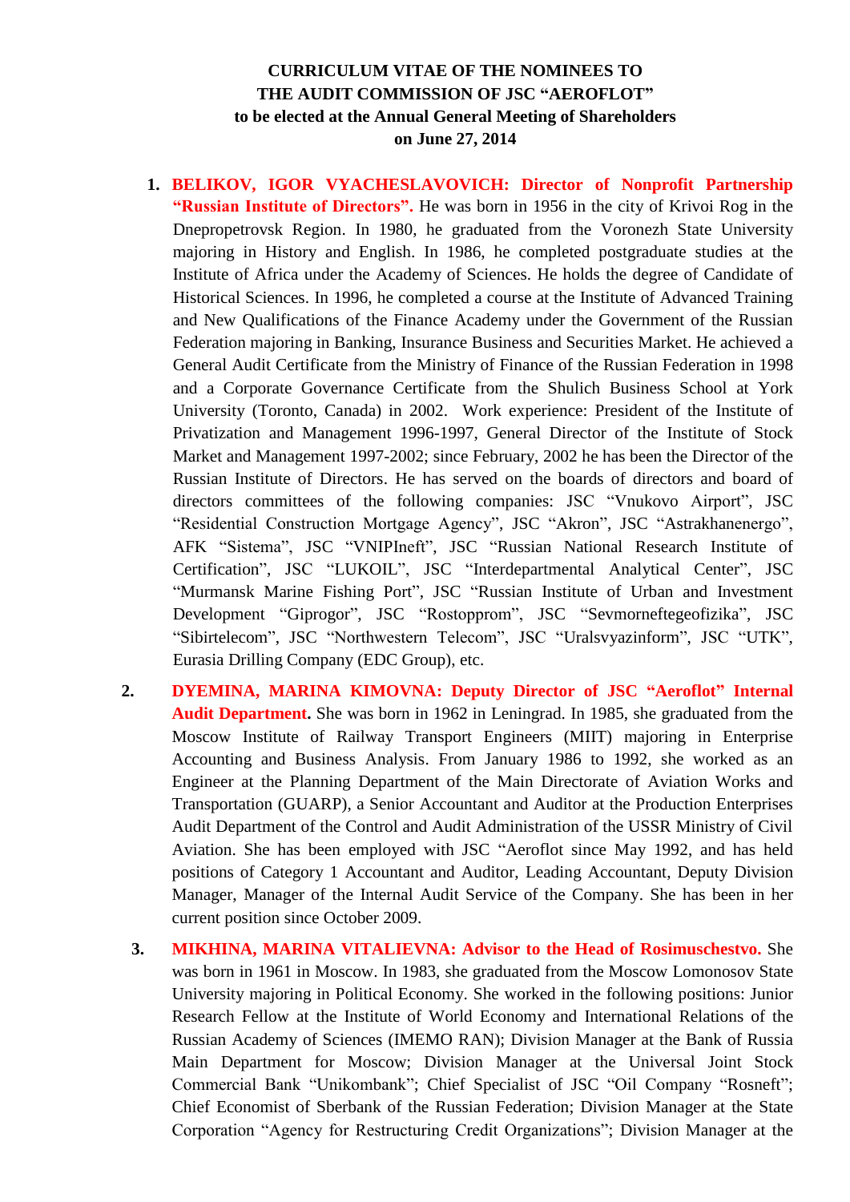# CURRICULUM VITAE OF THE NOMINEES TO THE AUDIT COMMISSION OF JSC "AEROFLOT" to be elected at the Annual General Meeting of Shareholders on June 27, 2014

1. **BELIKOV, IGOR VYACHESLAVOVICH: Director of Nonprofit Partnership "Russian Institute of Directors".** He was born in 1956 in the city of Krivoi Rog in the Dnepropetrovsk Region. In 1980, he graduated from the Voronezh State University majoring in History and English. In 1986, he completed postgraduate studies at the Institute of Africa under the Academy of Sciences. He holds the degree of Candidate of Historical Sciences. In 1996, he completed a course at the Institute of Advanced Training and New Qualifications of the Finance Academy under the Government of the Russian Federation majoring in Banking, Insurance Business and Securities Market. He achieved a General Audit Certificate from the Ministry of Finance of the Russian Federation in 1998 and a Corporate Governance Certificate from the Shulich Business School at York University (Toronto, Canada) in 2002. Work experience: President of the Institute of Privatization and Management 1996-1997, General Director of the Institute of Stock Market and Management 1997-2002; since February, 2002 he has been the Director of the Russian Institute of Directors. He has served on the boards of directors and board of directors committees of the following companies: JSC "Vnukovo Airport", JSC "Residential Construction Mortgage Agency", JSC "Akron", JSC "Astrakhanenergo", AFK "Sistema", JSC "VNIPIneft", JSC "Russian National Research Institute of Certification", JSC "LUKOIL", JSC "Interdepartmental Analytical Center", JSC "Murmansk Marine Fishing Port", JSC "Russian Institute of Urban and Investment Development "Giprogor", JSC "Rostopprom", JSC "Sevmorneftegeofizika", JSC "Sibirtelecom", JSC "Northwestern Telecom", JSC "Uralsvyazinform", JSC "UTK", Eurasia Drilling Company (EDC Group), etc.

2. **DYEMINA, MARINA KIMOVNA: Deputy Director of JSC "Aeroflot" Internal Audit Department.** She was born in 1962 in Leningrad. In 1985, she graduated from the Moscow Institute of Railway Transport Engineers (MIIT) majoring in Enterprise Accounting and Business Analysis. From January 1986 to 1992, she worked as an Engineer at the Planning Department of the Main Directorate of Aviation Works and Transportation (GUARP), a Senior Accountant and Auditor at the Production Enterprises Audit Department of the Control and Audit Administration of the USSR Ministry of Civil Aviation. She has been employed with JSC "Aeroflot since May 1992, and has held positions of Category 1 Accountant and Auditor, Leading Accountant, Deputy Division Manager, Manager of the Internal Audit Service of the Company. She has been in her current position since October 2009.

3. **MIKHINA, MARINA VITALIEVNA: Advisor to the Head of Rosimuschestvo.** She was born in 1961 in Moscow. In 1983, she graduated from the Moscow Lomonosov State University majoring in Political Economy. She worked in the following positions: Junior Research Fellow at the Institute of World Economy and International Relations of the Russian Academy of Sciences (IMEMO RAN); Division Manager at the Bank of Russia Main Department for Moscow; Division Manager at the Universal Joint Stock Commercial Bank "Unikombank"; Chief Specialist of JSC "Oil Company "Rosneft"; Chief Economist of Sberbank of the Russian Federation; Division Manager at the State Corporation "Agency for Restructuring Credit Organizations"; Division Manager at the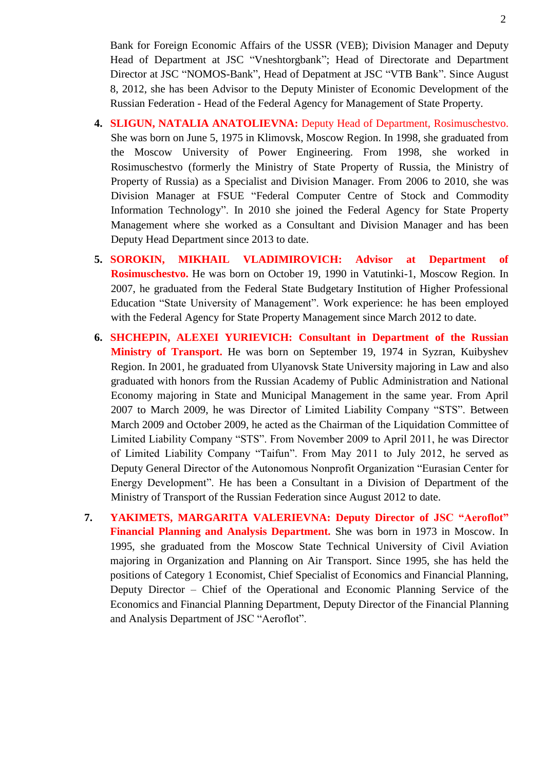Bank for Foreign Economic Affairs of the USSR (VEB); Division Manager and Deputy Head of Department at JSC “Vneshtorgbank”; Head of Directorate and Department Director at JSC “NOMOS-Bank”, Head of Depatment at JSC “VTB Bank”. Since August 8, 2012, she has been Advisor to the Deputy Minister of Economic Development of the Russian Federation - Head of the Federal Agency for Management of State Property.

4. **SLIGUN, NATALIA ANATOLIEVNA:** Deputy Head of Department, Rosimuschestvo. She was born on June 5, 1975 in Klimovsk, Moscow Region. In 1998, she graduated from the Moscow University of Power Engineering. From 1998, she worked in Rosimuschestvo (formerly the Ministry of State Property of Russia, the Ministry of Property of Russia) as a Specialist and Division Manager. From 2006 to 2010, she was Division Manager at FSUE “Federal Computer Centre of Stock and Commodity Information Technology”. In 2010 she joined the Federal Agency for State Property Management where she worked as a Consultant and Division Manager and has been Deputy Head Department since 2013 to date.

5. **SOROKIN, MIKHAIL VLADIMIROVICH: Advisor at Department of Rosimuschestvo.** He was born on October 19, 1990 in Vatutinki-1, Moscow Region. In 2007, he graduated from the Federal State Budgetary Institution of Higher Professional Education “State University of Management”. Work experience: he has been employed with the Federal Agency for State Property Management since March 2012 to date.

6. **SHCHEPIN, ALEXEI YURIEVICH: Consultant in Department of the Russian Ministry of Transport.** He was born on September 19, 1974 in Syzran, Kuibyshev Region. In 2001, he graduated from Ulyanovsk State University majoring in Law and also graduated with honors from the Russian Academy of Public Administration and National Economy majoring in State and Municipal Management in the same year. From April 2007 to March 2009, he was Director of Limited Liability Company “STS”. Between March 2009 and October 2009, he acted as the Chairman of the Liquidation Committee of Limited Liability Company “STS”. From November 2009 to April 2011, he was Director of Limited Liability Company “Taifun”. From May 2011 to July 2012, he served as Deputy General Director of the Autonomous Nonprofit Organization “Eurasian Center for Energy Development”. He has been a Consultant in a Division of Department of the Ministry of Transport of the Russian Federation since August 2012 to date.

7. **YAKIMETS, MARGARITA VALERIEVNA: Deputy Director of JSC “Aeroflot” Financial Planning and Analysis Department.** She was born in 1973 in Moscow. In 1995, she graduated from the Moscow State Technical University of Civil Aviation majoring in Organization and Planning on Air Transport. Since 1995, she has held the positions of Category 1 Economist, Chief Specialist of Economics and Financial Planning, Deputy Director – Chief of the Operational and Economic Planning Service of the Economics and Financial Planning Department, Deputy Director of the Financial Planning and Analysis Department of JSC “Aeroflot”.